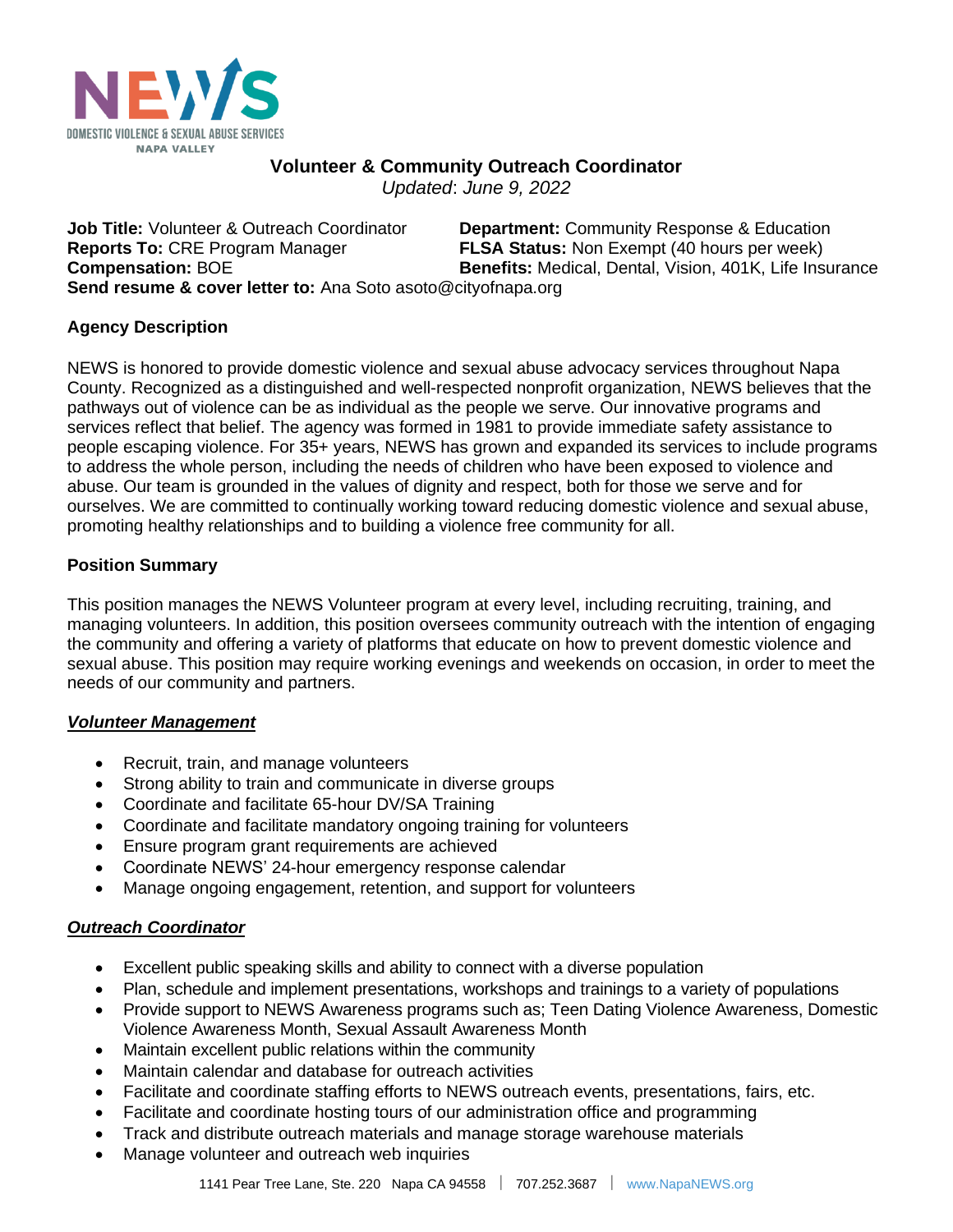NEWS

DOMESTIC VIOLENCE & SEXUAL ABUSE SERVICES

NAPA VALLEY

# Volunteer & Community Outreach Coordinator

*Updated: June 9, 2022*

**Job Title:** Volunteer & Outreach Coordinator
**Department:** Community Response & Education
**Reports To:** CRE Program Manager
**FLSA Status:** Non Exempt (40 hours per week)
**Compensation:** BOE
**Benefits:** Medical, Dental, Vision, 401K, Life Insurance
**Send resume & cover letter to:** Ana Soto asoto@cityofnapa.org

## Agency Description

NEWS is honored to provide domestic violence and sexual abuse advocacy services throughout Napa County. Recognized as a distinguished and well-respected nonprofit organization, NEWS believes that the pathways out of violence can be as individual as the people we serve. Our innovative programs and services reflect that belief. The agency was formed in 1981 to provide immediate safety assistance to people escaping violence. For 35+ years, NEWS has grown and expanded its services to include programs to address the whole person, including the needs of children who have been exposed to violence and abuse. Our team is grounded in the values of dignity and respect, both for those we serve and for ourselves. We are committed to continually working toward reducing domestic violence and sexual abuse, promoting healthy relationships and to building a violence free community for all.

## Position Summary

This position manages the NEWS Volunteer program at every level, including recruiting, training, and managing volunteers. In addition, this position oversees community outreach with the intention of engaging the community and offering a variety of platforms that educate on how to prevent domestic violence and sexual abuse. This position may require working evenings and weekends on occasion, in order to meet the needs of our community and partners.

### ***Volunteer Management***

- Recruit, train, and manage volunteers
- Strong ability to train and communicate in diverse groups
- Coordinate and facilitate 65-hour DV/SA Training
- Coordinate and facilitate mandatory ongoing training for volunteers
- Ensure program grant requirements are achieved
- Coordinate NEWS' 24-hour emergency response calendar
- Manage ongoing engagement, retention, and support for volunteers

### ***Outreach Coordinator***

- Excellent public speaking skills and ability to connect with a diverse population
- Plan, schedule and implement presentations, workshops and trainings to a variety of populations
- Provide support to NEWS Awareness programs such as; Teen Dating Violence Awareness, Domestic Violence Awareness Month, Sexual Assault Awareness Month
- Maintain excellent public relations within the community
- Maintain calendar and database for outreach activities
- Facilitate and coordinate staffing efforts to NEWS outreach events, presentations, fairs, etc.
- Facilitate and coordinate hosting tours of our administration office and programming
- Track and distribute outreach materials and manage storage warehouse materials
- Manage volunteer and outreach web inquiries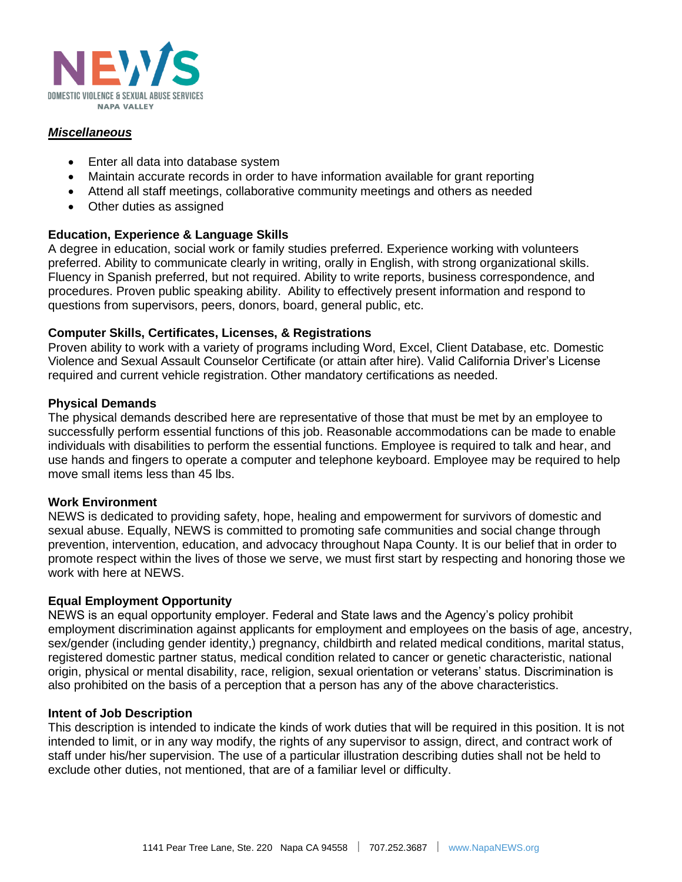***Miscellaneous***

- Enter all data into database system
- Maintain accurate records in order to have information available for grant reporting
- Attend all staff meetings, collaborative community meetings and others as needed
- Other duties as assigned

**Education, Experience & Language Skills**

A degree in education, social work or family studies preferred. Experience working with volunteers preferred. Ability to communicate clearly in writing, orally in English, with strong organizational skills. Fluency in Spanish preferred, but not required. Ability to write reports, business correspondence, and procedures. Proven public speaking ability. Ability to effectively present information and respond to questions from supervisors, peers, donors, board, general public, etc.

**Computer Skills, Certificates, Licenses, & Registrations**

Proven ability to work with a variety of programs including Word, Excel, Client Database, etc. Domestic Violence and Sexual Assault Counselor Certificate (or attain after hire). Valid California Driver's License required and current vehicle registration. Other mandatory certifications as needed.

**Physical Demands**

The physical demands described here are representative of those that must be met by an employee to successfully perform essential functions of this job. Reasonable accommodations can be made to enable individuals with disabilities to perform the essential functions. Employee is required to talk and hear, and use hands and fingers to operate a computer and telephone keyboard. Employee may be required to help move small items less than 45 lbs.

**Work Environment**

NEWS is dedicated to providing safety, hope, healing and empowerment for survivors of domestic and sexual abuse. Equally, NEWS is committed to promoting safe communities and social change through prevention, intervention, education, and advocacy throughout Napa County. It is our belief that in order to promote respect within the lives of those we serve, we must first start by respecting and honoring those we work with here at NEWS.

**Equal Employment Opportunity**

NEWS is an equal opportunity employer. Federal and State laws and the Agency's policy prohibit employment discrimination against applicants for employment and employees on the basis of age, ancestry, sex/gender (including gender identity,) pregnancy, childbirth and related medical conditions, marital status, registered domestic partner status, medical condition related to cancer or genetic characteristic, national origin, physical or mental disability, race, religion, sexual orientation or veterans' status. Discrimination is also prohibited on the basis of a perception that a person has any of the above characteristics.

**Intent of Job Description**

This description is intended to indicate the kinds of work duties that will be required in this position. It is not intended to limit, or in any way modify, the rights of any supervisor to assign, direct, and contract work of staff under his/her supervision. The use of a particular illustration describing duties shall not be held to exclude other duties, not mentioned, that are of a familiar level or difficulty.